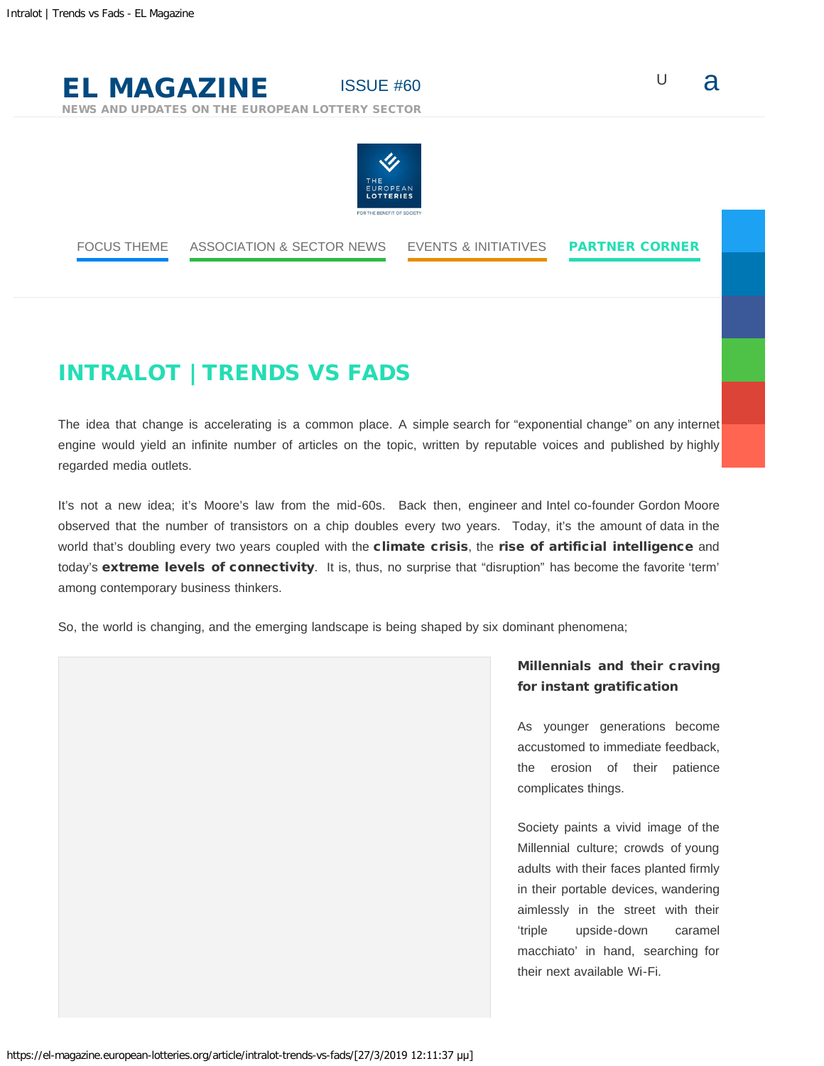# EL MAGAZINE

ISSUE #60

NEWS AND UPDATES ON THE EUROPEAN LOTTERY SECTOR

FOCUS THEME | ASSOCIATION & SECTOR NEWS | EVENTS & INITIATIVES | **PARTNER CORNER**

## INTRALOT | TRENDS VS FADS

The idea that change is accelerating is a common place. A simple search for “exponential change” on any internet engine would yield an infinite number of articles on the topic, written by reputable voices and published by highly regarded media outlets.

It’s not a new idea; it’s Moore’s law from the mid-60s. Back then, engineer and Intel co-founder Gordon Moore observed that the number of transistors on a chip doubles every two years. Today, it’s the amount of data in the world that’s doubling every two years coupled with the **climate crisis**, the **rise of artificial intelligence** and today’s **extreme levels of connectivity**. It is, thus, no surprise that “disruption” has become the favorite ‘term’ among contemporary business thinkers.

So, the world is changing, and the emerging landscape is being shaped by six dominant phenomena;

**Millennials and their craving for instant gratification**

As younger generations become accustomed to immediate feedback, the erosion of their patience complicates things.

Society paints a vivid image of the Millennial culture; crowds of young adults with their faces planted firmly in their portable devices, wandering aimlessly in the street with their ‘triple upside-down caramel macchiato’ in hand, searching for their next available Wi-Fi.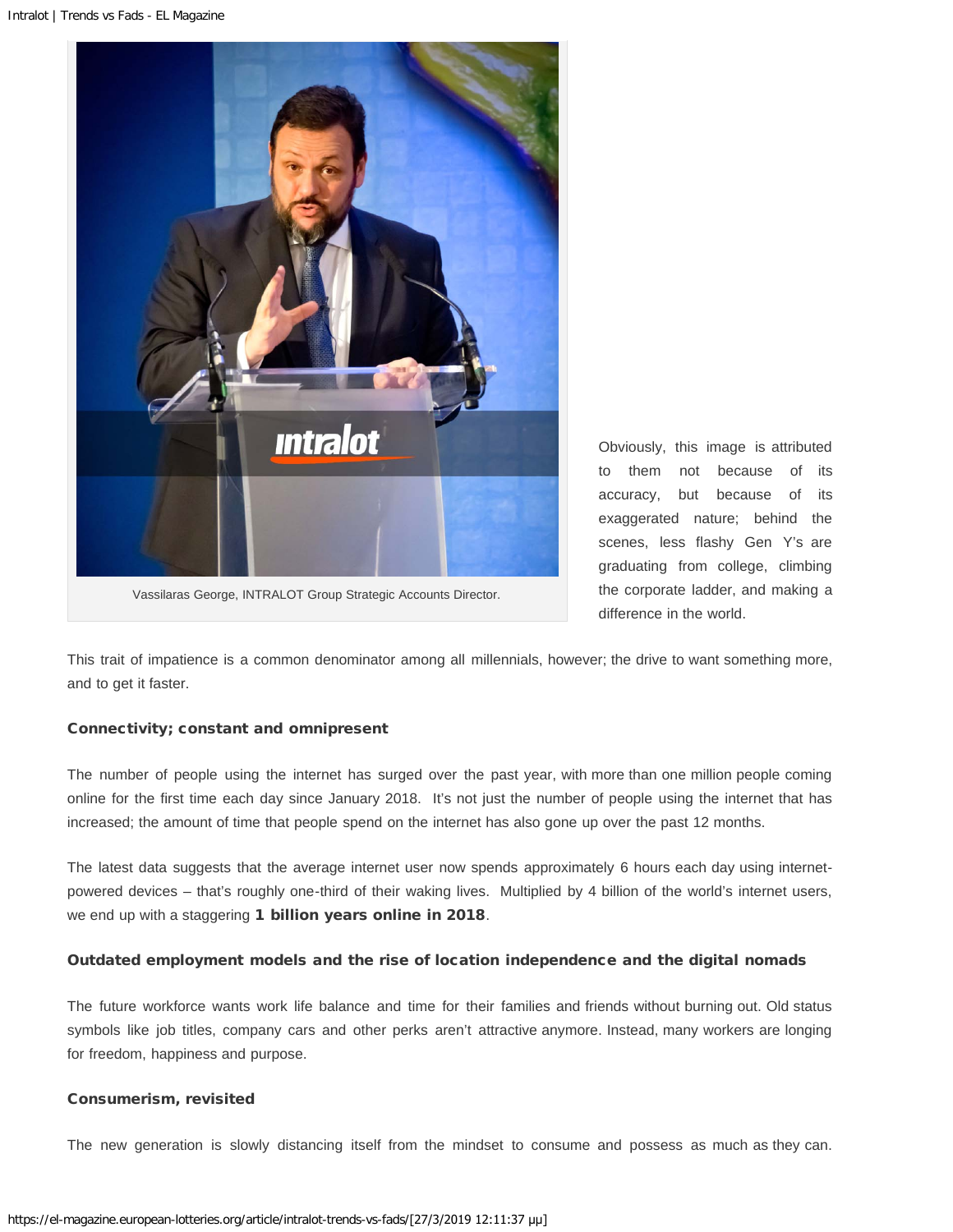Vassilaras George, INTRALOT Group Strategic Accounts Director.

Obviously, this image is attributed to them not because of its accuracy, but because of its exaggerated nature; behind the scenes, less flashy Gen Y's are graduating from college, climbing the corporate ladder, and making a difference in the world.

This trait of impatience is a common denominator among all millennials, however; the drive to want something more, and to get it faster.

**Connectivity; constant and omnipresent**

The number of people using the internet has surged over the past year, with more than one million people coming online for the first time each day since January 2018. It's not just the number of people using the internet that has increased; the amount of time that people spend on the internet has also gone up over the past 12 months.

The latest data suggests that the average internet user now spends approximately 6 hours each day using internet-powered devices – that's roughly one-third of their waking lives. Multiplied by 4 billion of the world's internet users, we end up with a staggering **1 billion years online in 2018**.

**Outdated employment models and the rise of location independence and the digital nomads**

The future workforce wants work life balance and time for their families and friends without burning out. Old status symbols like job titles, company cars and other perks aren't attractive anymore. Instead, many workers are longing for freedom, happiness and purpose.

**Consumerism, revisited**

The new generation is slowly distancing itself from the mindset to consume and possess as much as they can.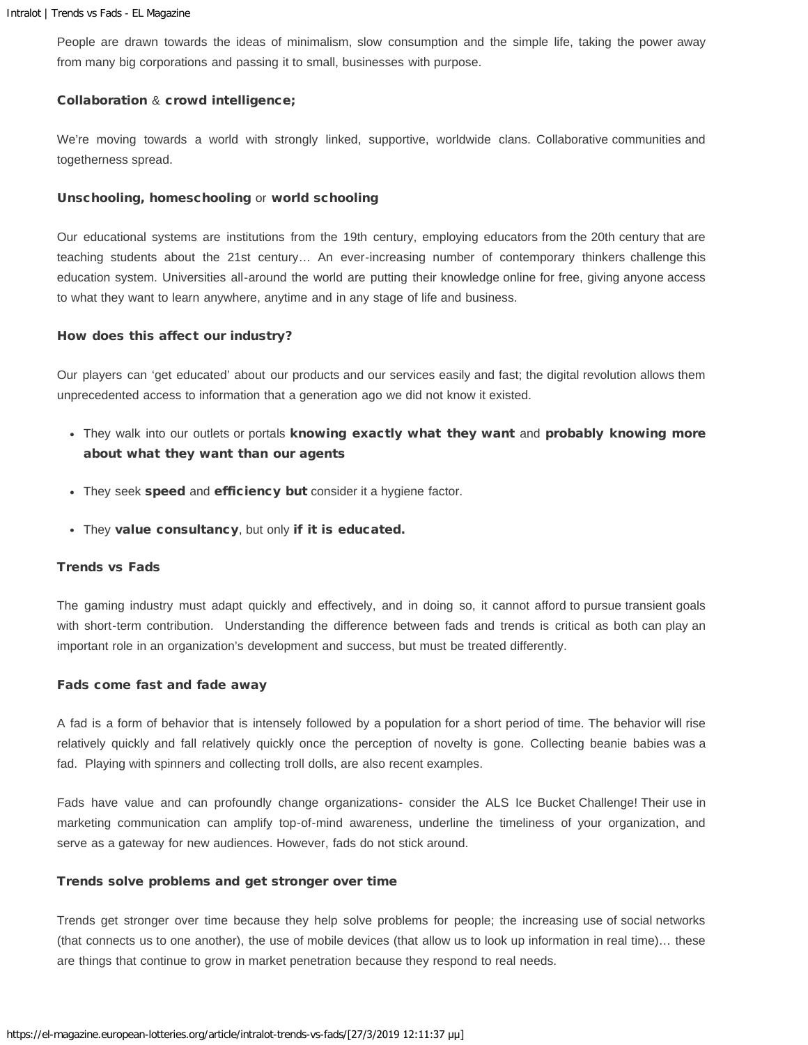People are drawn towards the ideas of minimalism, slow consumption and the simple life, taking the power away from many big corporations and passing it to small, businesses with purpose.

### **Collaboration** & **crowd intelligence;**

We're moving towards a world with strongly linked, supportive, worldwide clans. Collaborative communities and togetherness spread.

### **Unschooling, homeschooling** or **world schooling**

Our educational systems are institutions from the 19th century, employing educators from the 20th century that are teaching students about the 21st century… An ever-increasing number of contemporary thinkers challenge this education system. Universities all-around the world are putting their knowledge online for free, giving anyone access to what they want to learn anywhere, anytime and in any stage of life and business.

### How does this affect our industry?

Our players can 'get educated' about our products and our services easily and fast; the digital revolution allows them unprecedented access to information that a generation ago we did not know it existed.

- They walk into our outlets or portals **knowing exactly what they want** and **probably knowing more about what they want than our agents**
- They seek **speed** and **efficiency but** consider it a hygiene factor.
- They **value consultancy**, but only **if it is educated.**

### Trends vs Fads

The gaming industry must adapt quickly and effectively, and in doing so, it cannot afford to pursue transient goals with short-term contribution. Understanding the difference between fads and trends is critical as both can play an important role in an organization's development and success, but must be treated differently.

### Fads come fast and fade away

A fad is a form of behavior that is intensely followed by a population for a short period of time. The behavior will rise relatively quickly and fall relatively quickly once the perception of novelty is gone. Collecting beanie babies was a fad. Playing with spinners and collecting troll dolls, are also recent examples.

Fads have value and can profoundly change organizations- consider the ALS Ice Bucket Challenge! Their use in marketing communication can amplify top-of-mind awareness, underline the timeliness of your organization, and serve as a gateway for new audiences. However, fads do not stick around.

### Trends solve problems and get stronger over time

Trends get stronger over time because they help solve problems for people; the increasing use of social networks (that connects us to one another), the use of mobile devices (that allow us to look up information in real time)… these are things that continue to grow in market penetration because they respond to real needs.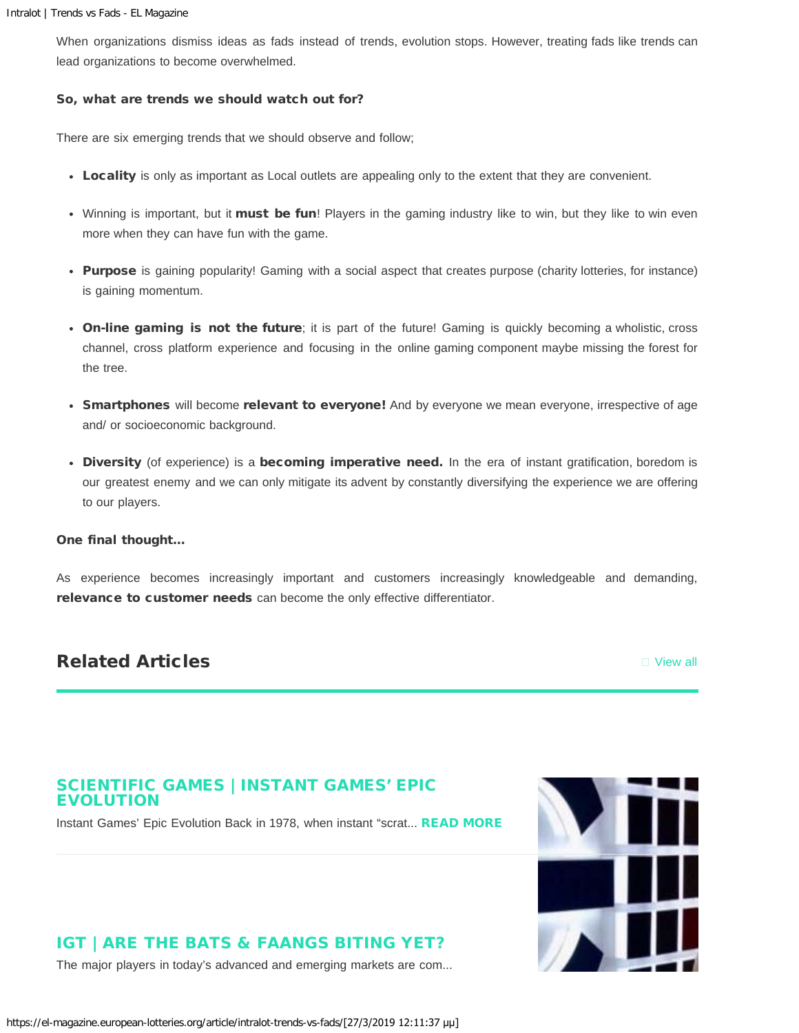When organizations dismiss ideas as fads instead of trends, evolution stops. However, treating fads like trends can lead organizations to become overwhelmed.

**So, what are trends we should watch out for?**

There are six emerging trends that we should observe and follow;

- **Locality** is only as important as Local outlets are appealing only to the extent that they are convenient.
- Winning is important, but it **must be fun**! Players in the gaming industry like to win, but they like to win even more when they can have fun with the game.
- **Purpose** is gaining popularity! Gaming with a social aspect that creates purpose (charity lotteries, for instance) is gaining momentum.
- **On-line gaming is not the future**; it is part of the future! Gaming is quickly becoming a wholistic, cross channel, cross platform experience and focusing in the online gaming component maybe missing the forest for the tree.
- **Smartphones** will become **relevant to everyone!** And by everyone we mean everyone, irrespective of age and/ or socioeconomic background.
- **Diversity** (of experience) is a **becoming imperative need.** In the era of instant gratification, boredom is our greatest enemy and we can only mitigate its advent by constantly diversifying the experience we are offering to our players.

**One final thought…**

As experience becomes increasingly important and customers increasingly knowledgeable and demanding, **relevance to customer needs** can become the only effective differentiator.

## Related Articles

View all

### SCIENTIFIC GAMES | INSTANT GAMES' EPIC EVOLUTION

Instant Games' Epic Evolution Back in 1978, when instant "scrat... **READ MORE**

### IGT | ARE THE BATS & FAANGS BITING YET?

The major players in today's advanced and emerging markets are com...